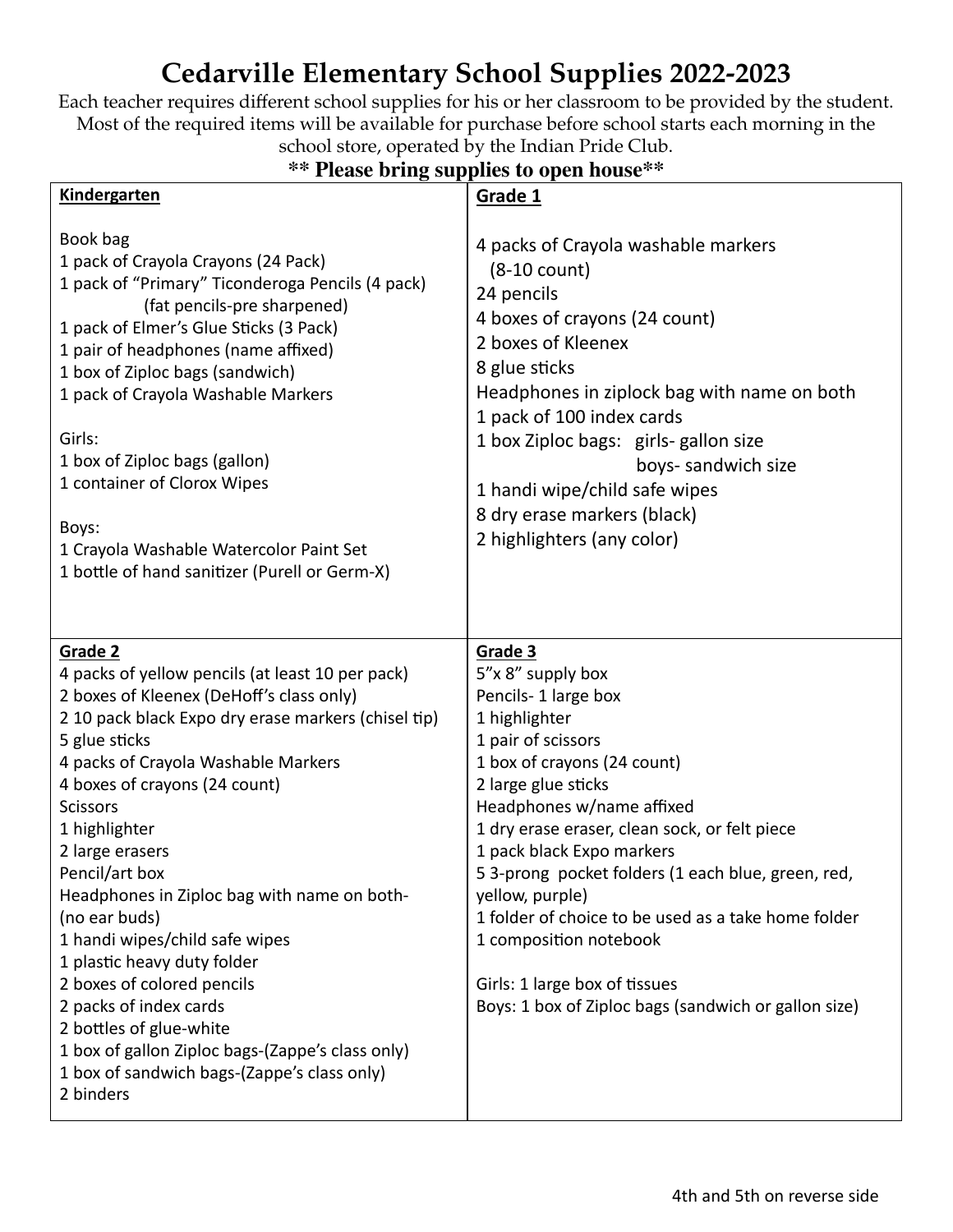# Cedarville Elementary School Supplies 2022-2023

Each teacher requires different school supplies for his or her classroom to be provided by the student. Most of the required items will be available for purchase before school starts each morning in the school store, operated by the Indian Pride Club.

**\*\* Please bring supplies to open house\*\***

## Kindergarten

Book bag
1 pack of Crayola Crayons (24 Pack)
1 pack of "Primary" Ticonderoga Pencils (4 pack)
(fat pencils-pre sharpened)
1 pack of Elmer's Glue Sticks (3 Pack)
1 pair of headphones (name affixed)
1 box of Ziploc bags (sandwich)
1 pack of Crayola Washable Markers

Girls:
1 box of Ziploc bags (gallon)
1 container of Clorox Wipes

Boys:
1 Crayola Washable Watercolor Paint Set
1 bottle of hand sanitizer (Purell or Germ-X)

## Grade 1

4 packs of Crayola washable markers
(8-10 count)
24 pencils
4 boxes of crayons (24 count)
2 boxes of Kleenex
8 glue sticks
Headphones in ziplock bag with name on both
1 pack of 100 index cards
1 box Ziploc bags: girls- gallon size
boys- sandwich size
1 handi wipe/child safe wipes
8 dry erase markers (black)
2 highlighters (any color)

## Grade 2

4 packs of yellow pencils (at least 10 per pack)
2 boxes of Kleenex (DeHoff's class only)
2 10 pack black Expo dry erase markers (chisel tip)
5 glue sticks
4 packs of Crayola Washable Markers
4 boxes of crayons (24 count)
Scissors
1 highlighter
2 large erasers
Pencil/art box
Headphones in Ziploc bag with name on both-
(no ear buds)
1 handi wipes/child safe wipes
1 plastic heavy duty folder
2 boxes of colored pencils
2 packs of index cards
2 bottles of glue-white
1 box of gallon Ziploc bags-(Zappe's class only)
1 box of sandwich bags-(Zappe's class only)
2 binders

## Grade 3

5"x 8" supply box
Pencils- 1 large box
1 highlighter
1 pair of scissors
1 box of crayons (24 count)
2 large glue sticks
Headphones w/name affixed
1 dry erase eraser, clean sock, or felt piece
1 pack black Expo markers
5 3-prong pocket folders (1 each blue, green, red, yellow, purple)
1 folder of choice to be used as a take home folder
1 composition notebook

Girls: 1 large box of tissues
Boys: 1 box of Ziploc bags (sandwich or gallon size)

4th and 5th on reverse side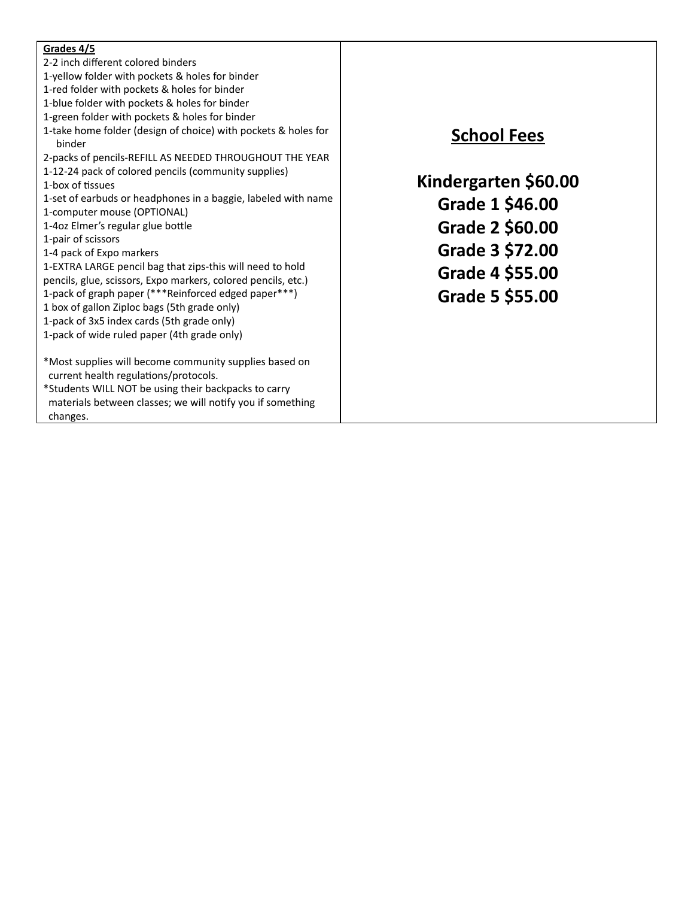**Grades 4/5**

2-2 inch different colored binders
1-yellow folder with pockets & holes for binder
1-red folder with pockets & holes for binder
1-blue folder with pockets & holes for binder
1-green folder with pockets & holes for binder
1-take home folder (design of choice) with pockets & holes for binder
2-packs of pencils-REFILL AS NEEDED THROUGHOUT THE YEAR
1-12-24 pack of colored pencils (community supplies)
1-box of tissues
1-set of earbuds or headphones in a baggie, labeled with name
1-computer mouse (OPTIONAL)
1-4oz Elmer's regular glue bottle
1-pair of scissors
1-4 pack of Expo markers
1-EXTRA LARGE pencil bag that zips-this will need to hold pencils, glue, scissors, Expo markers, colored pencils, etc.)
1-pack of graph paper (***Reinforced edged paper***)
1 box of gallon Ziploc bags (5th grade only)
1-pack of 3x5 index cards (5th grade only)
1-pack of wide ruled paper (4th grade only)

*Most supplies will become community supplies based on current health regulations/protocols.
*Students WILL NOT be using their backpacks to carry materials between classes; we will notify you if something changes.

## School Fees

**Kindergarten $60.00**
**Grade 1 $46.00**
**Grade 2 $60.00**
**Grade 3 $72.00**
**Grade 4 $55.00**
**Grade 5 $55.00**